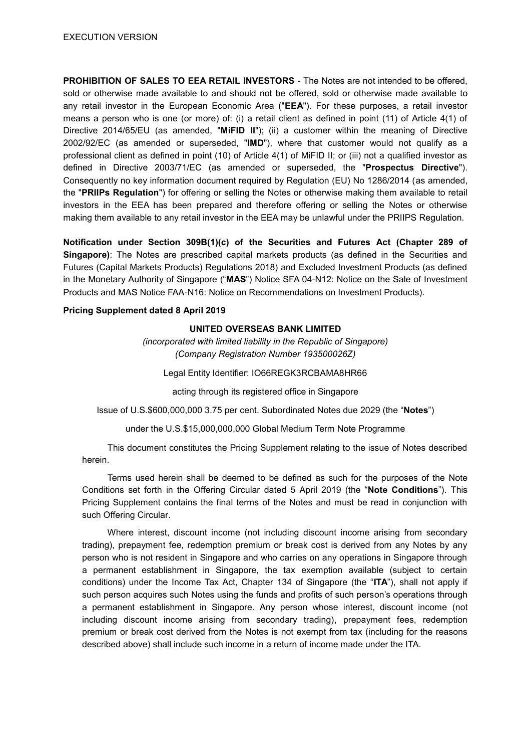EXECUTION VERSION

**PROHIBITION OF SALES TO EEA RETAIL INVESTORS** - The Notes are not intended to be offered, sold or otherwise made available to and should not be offered, sold or otherwise made available to any retail investor in the European Economic Area ("**EEA**"). For these purposes, a retail investor means a person who is one (or more) of: (i) a retail client as defined in point (11) of Article 4(1) of Directive 2014/65/EU (as amended, "**MiFID II**"); (ii) a customer within the meaning of Directive 2002/92/EC (as amended or superseded, "**IMD**"), where that customer would not qualify as a professional client as defined in point (10) of Article 4(1) of MiFID II; or (iii) not a qualified investor as defined in Directive 2003/71/EC (as amended or superseded, the "**Prospectus Directive**"). Consequently no key information document required by Regulation (EU) No 1286/2014 (as amended, the "**PRIIPs Regulation**") for offering or selling the Notes or otherwise making them available to retail investors in the EEA has been prepared and therefore offering or selling the Notes or otherwise making them available to any retail investor in the EEA may be unlawful under the PRIIPS Regulation.

**Notification under Section 309B(1)(c) of the Securities and Futures Act (Chapter 289 of Singapore)**: The Notes are prescribed capital markets products (as defined in the Securities and Futures (Capital Markets Products) Regulations 2018) and Excluded Investment Products (as defined in the Monetary Authority of Singapore ("**MAS**") Notice SFA 04-N12: Notice on the Sale of Investment Products and MAS Notice FAA-N16: Notice on Recommendations on Investment Products).

**Pricing Supplement dated 8 April 2019**

**UNITED OVERSEAS BANK LIMITED**

*(incorporated with limited liability in the Republic of Singapore)*
*(Company Registration Number 193500026Z)*

Legal Entity Identifier: IO66REGK3RCBAMA8HR66

acting through its registered office in Singapore

Issue of U.S.$600,000,000 3.75 per cent. Subordinated Notes due 2029 (the "**Notes**")

under the U.S.$15,000,000,000 Global Medium Term Note Programme

This document constitutes the Pricing Supplement relating to the issue of Notes described herein.

Terms used herein shall be deemed to be defined as such for the purposes of the Note Conditions set forth in the Offering Circular dated 5 April 2019 (the "**Note Conditions**"). This Pricing Supplement contains the final terms of the Notes and must be read in conjunction with such Offering Circular.

Where interest, discount income (not including discount income arising from secondary trading), prepayment fee, redemption premium or break cost is derived from any Notes by any person who is not resident in Singapore and who carries on any operations in Singapore through a permanent establishment in Singapore, the tax exemption available (subject to certain conditions) under the Income Tax Act, Chapter 134 of Singapore (the "**ITA**"), shall not apply if such person acquires such Notes using the funds and profits of such person's operations through a permanent establishment in Singapore. Any person whose interest, discount income (not including discount income arising from secondary trading), prepayment fees, redemption premium or break cost derived from the Notes is not exempt from tax (including for the reasons described above) shall include such income in a return of income made under the ITA.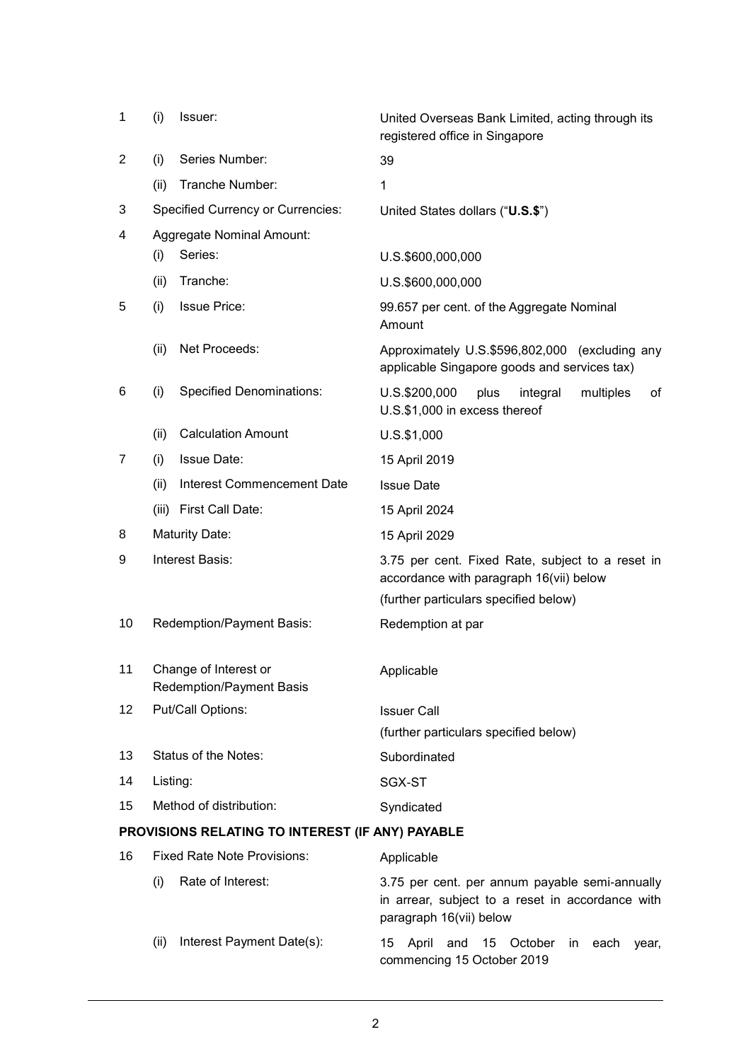| | | | |
|---|---|---|---|
| 1 | (i) | Issuer: | United Overseas Bank Limited, acting through its registered office in Singapore |
| 2 | (i) | Series Number: | 39 |
| | (ii) | Tranche Number: | 1 |
| 3 | | Specified Currency or Currencies: | United States dollars ("**U.S.$**") |
| 4 | | Aggregate Nominal Amount: | |
| | (i) | Series: | U.S.$600,000,000 |
| | (ii) | Tranche: | U.S.$600,000,000 |
| 5 | (i) | Issue Price: | 99.657 per cent. of the Aggregate Nominal Amount |
| | (ii) | Net Proceeds: | Approximately U.S.$596,802,000 (excluding any applicable Singapore goods and services tax) |
| 6 | (i) | Specified Denominations: | U.S.$200,000 plus integral multiples of U.S.$1,000 in excess thereof |
| | (ii) | Calculation Amount | U.S.$1,000 |
| 7 | (i) | Issue Date: | 15 April 2019 |
| | (ii) | Interest Commencement Date | Issue Date |
| | (iii) | First Call Date: | 15 April 2024 |
| 8 | | Maturity Date: | 15 April 2029 |
| 9 | | Interest Basis: | 3.75 per cent. Fixed Rate, subject to a reset in accordance with paragraph 16(vii) below<br>(further particulars specified below) |
| 10 | | Redemption/Payment Basis: | Redemption at par |
| 11 | | Change of Interest or Redemption/Payment Basis | Applicable |
| 12 | | Put/Call Options: | Issuer Call<br>(further particulars specified below) |
| 13 | | Status of the Notes: | Subordinated |
| 14 | | Listing: | SGX-ST |
| 15 | | Method of distribution: | Syndicated |

**PROVISIONS RELATING TO INTEREST (IF ANY) PAYABLE**

| | | | |
|---|---|---|---|
| 16 | | Fixed Rate Note Provisions: | Applicable |
| | (i) | Rate of Interest: | 3.75 per cent. per annum payable semi-annually in arrear, subject to a reset in accordance with paragraph 16(vii) below |
| | (ii) | Interest Payment Date(s): | 15 April and 15 October in each year, commencing 15 October 2019 |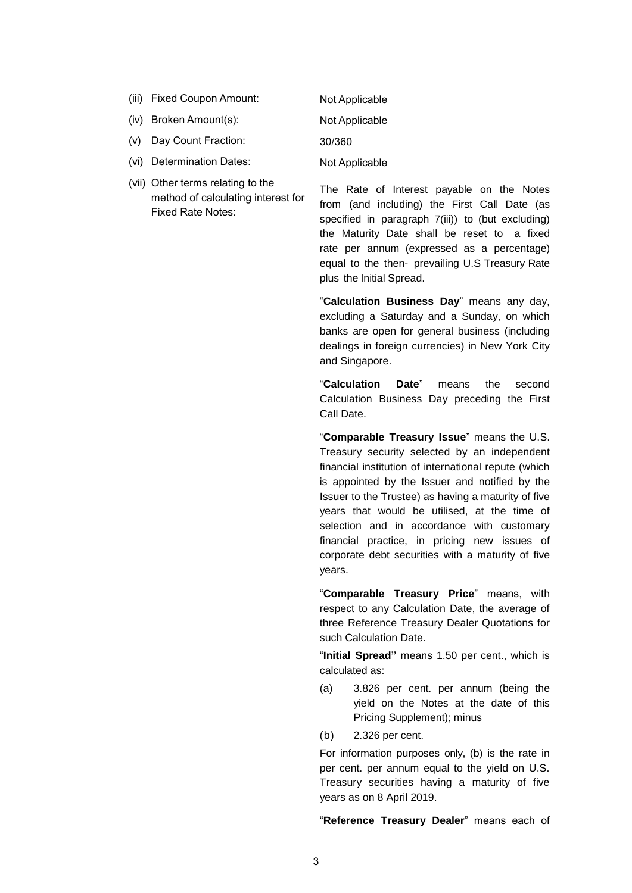| | |
|---|---|
| (iii) Fixed Coupon Amount: | Not Applicable |
| (iv) Broken Amount(s): | Not Applicable |
| (v) Day Count Fraction: | 30/360 |
| (vi) Determination Dates: | Not Applicable |
| (vii) Other terms relating to the method of calculating interest for Fixed Rate Notes: | The Rate of Interest payable on the Notes from (and including) the First Call Date (as specified in paragraph 7(iii)) to (but excluding) the Maturity Date shall be reset to a fixed rate per annum (expressed as a percentage) equal to the then- prevailing U.S Treasury Rate plus the Initial Spread. |

"**Calculation Business Day**" means any day, excluding a Saturday and a Sunday, on which banks are open for general business (including dealings in foreign currencies) in New York City and Singapore.

"**Calculation Date**" means the second Calculation Business Day preceding the First Call Date.

"**Comparable Treasury Issue**" means the U.S. Treasury security selected by an independent financial institution of international repute (which is appointed by the Issuer and notified by the Issuer to the Trustee) as having a maturity of five years that would be utilised, at the time of selection and in accordance with customary financial practice, in pricing new issues of corporate debt securities with a maturity of five years.

"**Comparable Treasury Price**" means, with respect to any Calculation Date, the average of three Reference Treasury Dealer Quotations for such Calculation Date.

"**Initial Spread"** means 1.50 per cent., which is calculated as:

(a) 3.826 per cent. per annum (being the yield on the Notes at the date of this Pricing Supplement); minus

(b) 2.326 per cent.

For information purposes only, (b) is the rate in per cent. per annum equal to the yield on U.S. Treasury securities having a maturity of five years as on 8 April 2019.

"**Reference Treasury Dealer**" means each of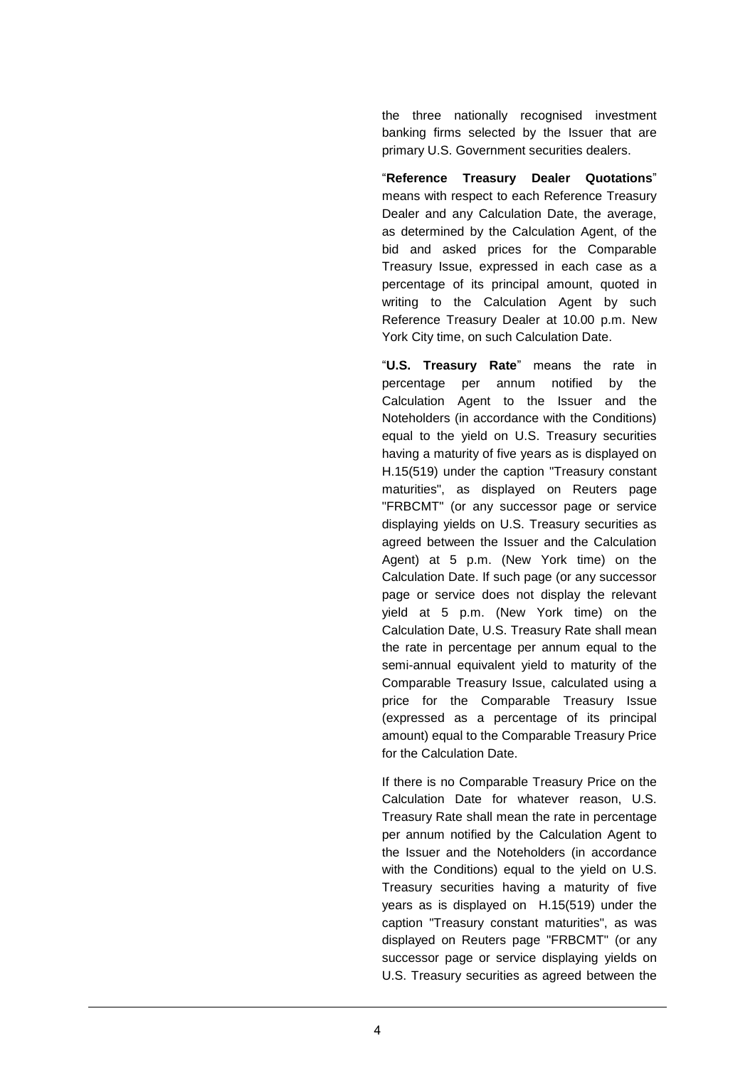the three nationally recognised investment banking firms selected by the Issuer that are primary U.S. Government securities dealers.

"**Reference Treasury Dealer Quotations**" means with respect to each Reference Treasury Dealer and any Calculation Date, the average, as determined by the Calculation Agent, of the bid and asked prices for the Comparable Treasury Issue, expressed in each case as a percentage of its principal amount, quoted in writing to the Calculation Agent by such Reference Treasury Dealer at 10.00 p.m. New York City time, on such Calculation Date.

"**U.S. Treasury Rate**" means the rate in percentage per annum notified by the Calculation Agent to the Issuer and the Noteholders (in accordance with the Conditions) equal to the yield on U.S. Treasury securities having a maturity of five years as is displayed on H.15(519) under the caption "Treasury constant maturities", as displayed on Reuters page "FRBCMT" (or any successor page or service displaying yields on U.S. Treasury securities as agreed between the Issuer and the Calculation Agent) at 5 p.m. (New York time) on the Calculation Date. If such page (or any successor page or service does not display the relevant yield at 5 p.m. (New York time) on the Calculation Date, U.S. Treasury Rate shall mean the rate in percentage per annum equal to the semi-annual equivalent yield to maturity of the Comparable Treasury Issue, calculated using a price for the Comparable Treasury Issue (expressed as a percentage of its principal amount) equal to the Comparable Treasury Price for the Calculation Date.

If there is no Comparable Treasury Price on the Calculation Date for whatever reason, U.S. Treasury Rate shall mean the rate in percentage per annum notified by the Calculation Agent to the Issuer and the Noteholders (in accordance with the Conditions) equal to the yield on U.S. Treasury securities having a maturity of five years as is displayed on H.15(519) under the caption "Treasury constant maturities", as was displayed on Reuters page "FRBCMT" (or any successor page or service displaying yields on U.S. Treasury securities as agreed between the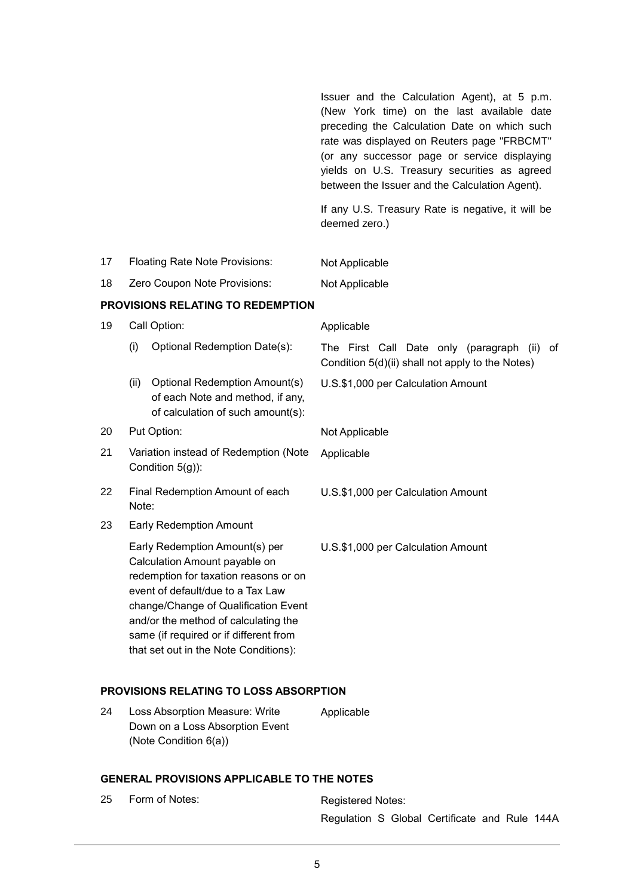| | | |
|---|---|---|
| | | Issuer and the Calculation Agent), at 5 p.m. (New York time) on the last available date preceding the Calculation Date on which such rate was displayed on Reuters page "FRBCMT" (or any successor page or service displaying yields on U.S. Treasury securities as agreed between the Issuer and the Calculation Agent).<br><br>If any U.S. Treasury Rate is negative, it will be deemed zero.) |
| 17 | Floating Rate Note Provisions: | Not Applicable |
| 18 | Zero Coupon Note Provisions: | Not Applicable |

**PROVISIONS RELATING TO REDEMPTION**

| | | |
|---|---|---|
| 19 | Call Option: | Applicable |
| | (i) Optional Redemption Date(s): | The First Call Date only (paragraph (ii) of Condition 5(d)(ii) shall not apply to the Notes) |
| | (ii) Optional Redemption Amount(s) of each Note and method, if any, of calculation of such amount(s): | U.S.$1,000 per Calculation Amount |
| 20 | Put Option: | Not Applicable |
| 21 | Variation instead of Redemption (Note Condition 5(g)): | Applicable |
| 22 | Final Redemption Amount of each Note: | U.S.$1,000 per Calculation Amount |
| 23 | Early Redemption Amount | |
| | Early Redemption Amount(s) per Calculation Amount payable on redemption for taxation reasons or on event of default/due to a Tax Law change/Change of Qualification Event and/or the method of calculating the same (if required or if different from that set out in the Note Conditions): | U.S.$1,000 per Calculation Amount |

**PROVISIONS RELATING TO LOSS ABSORPTION**

| | | |
|---|---|---|
| 24 | Loss Absorption Measure: Write Down on a Loss Absorption Event (Note Condition 6(a)) | Applicable |

**GENERAL PROVISIONS APPLICABLE TO THE NOTES**

| | | |
|---|---|---|
| 25 | Form of Notes: | Registered Notes:<br><br>Regulation S Global Certificate and Rule 144A |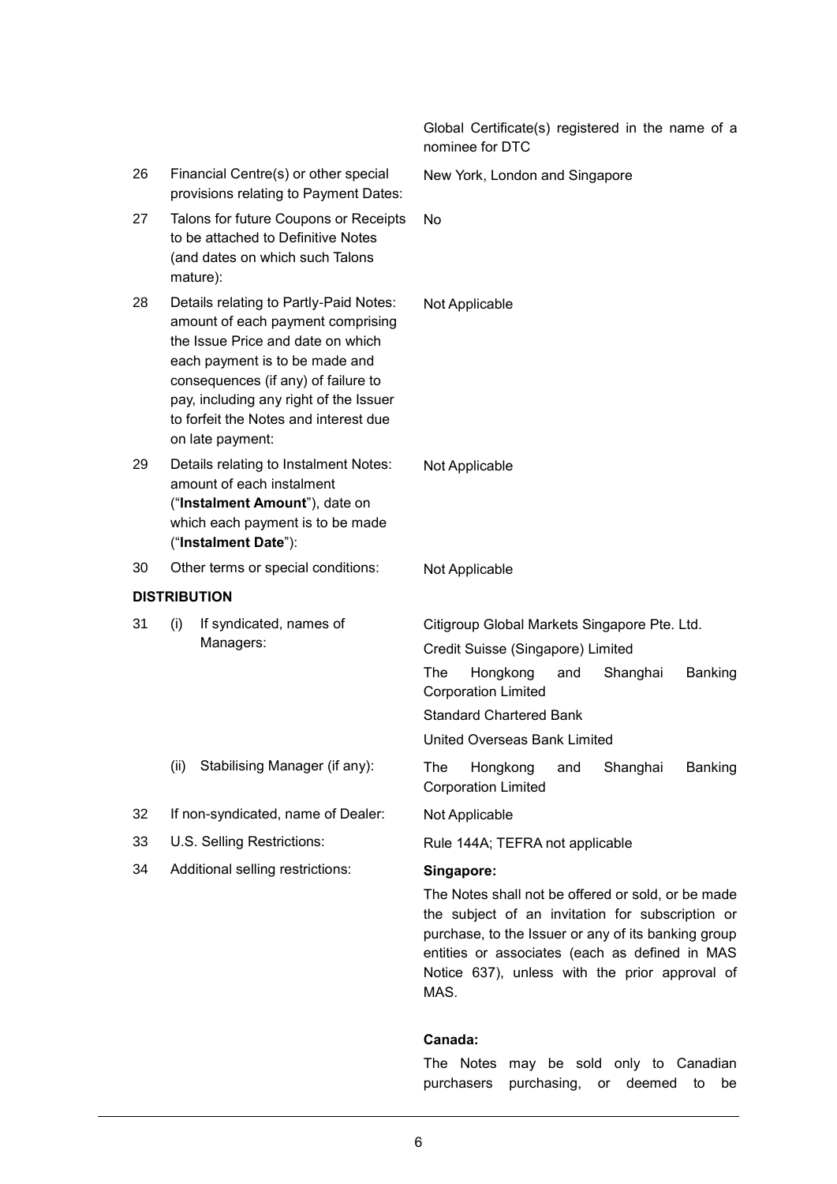| | | |
|---|---|---|
| | | Global Certificate(s) registered in the name of a nominee for DTC |
| 26 | Financial Centre(s) or other special provisions relating to Payment Dates: | New York, London and Singapore |
| 27 | Talons for future Coupons or Receipts to be attached to Definitive Notes (and dates on which such Talons mature): | No |
| 28 | Details relating to Partly-Paid Notes: amount of each payment comprising the Issue Price and date on which each payment is to be made and consequences (if any) of failure to pay, including any right of the Issuer to forfeit the Notes and interest due on late payment: | Not Applicable |
| 29 | Details relating to Instalment Notes: amount of each instalment ("**Instalment Amount**"), date on which each payment is to be made ("**Instalment Date**"): | Not Applicable |
| 30 | Other terms or special conditions: | Not Applicable |

**DISTRIBUTION**

| | | |
|---|---|---|
| 31 | (i) If syndicated, names of Managers: | Citigroup Global Markets Singapore Pte. Ltd.<br>Credit Suisse (Singapore) Limited<br>The Hongkong and Shanghai Banking Corporation Limited<br>Standard Chartered Bank<br>United Overseas Bank Limited |
| | (ii) Stabilising Manager (if any): | The Hongkong and Shanghai Banking Corporation Limited |
| 32 | If non-syndicated, name of Dealer: | Not Applicable |
| 33 | U.S. Selling Restrictions: | Rule 144A; TEFRA not applicable |
| 34 | Additional selling restrictions: | **Singapore:**<br>The Notes shall not be offered or sold, or be made the subject of an invitation for subscription or purchase, to the Issuer or any of its banking group entities or associates (each as defined in MAS Notice 637), unless with the prior approval of MAS.<br><br>**Canada:**<br>The Notes may be sold only to Canadian purchasers purchasing, or deemed to be |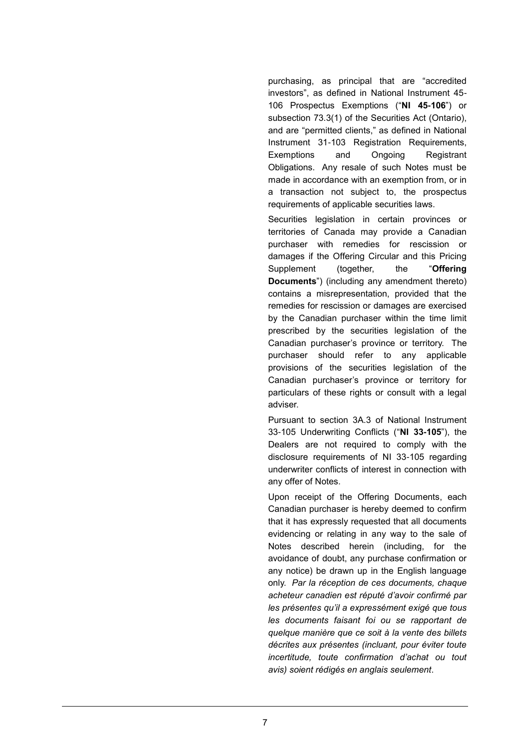purchasing, as principal that are "accredited investors", as defined in National Instrument 45-106 Prospectus Exemptions ("**NI 45-106**") or subsection 73.3(1) of the Securities Act (Ontario), and are "permitted clients," as defined in National Instrument 31-103 Registration Requirements, Exemptions and Ongoing Registrant Obligations. Any resale of such Notes must be made in accordance with an exemption from, or in a transaction not subject to, the prospectus requirements of applicable securities laws.

Securities legislation in certain provinces or territories of Canada may provide a Canadian purchaser with remedies for rescission or damages if the Offering Circular and this Pricing Supplement (together, the "**Offering Documents**") (including any amendment thereto) contains a misrepresentation, provided that the remedies for rescission or damages are exercised by the Canadian purchaser within the time limit prescribed by the securities legislation of the Canadian purchaser's province or territory. The purchaser should refer to any applicable provisions of the securities legislation of the Canadian purchaser's province or territory for particulars of these rights or consult with a legal adviser.

Pursuant to section 3A.3 of National Instrument 33-105 Underwriting Conflicts ("**NI 33-105**"), the Dealers are not required to comply with the disclosure requirements of NI 33-105 regarding underwriter conflicts of interest in connection with any offer of Notes.

Upon receipt of the Offering Documents, each Canadian purchaser is hereby deemed to confirm that it has expressly requested that all documents evidencing or relating in any way to the sale of Notes described herein (including, for the avoidance of doubt, any purchase confirmation or any notice) be drawn up in the English language only. *Par la réception de ces documents, chaque acheteur canadien est réputé d'avoir confirmé par les présentes qu'il a expressément exigé que tous les documents faisant foi ou se rapportant de quelque manière que ce soit à la vente des billets décrites aux présentes (incluant, pour éviter toute incertitude, toute confirmation d'achat ou tout avis) soient rédigés en anglais seulement*.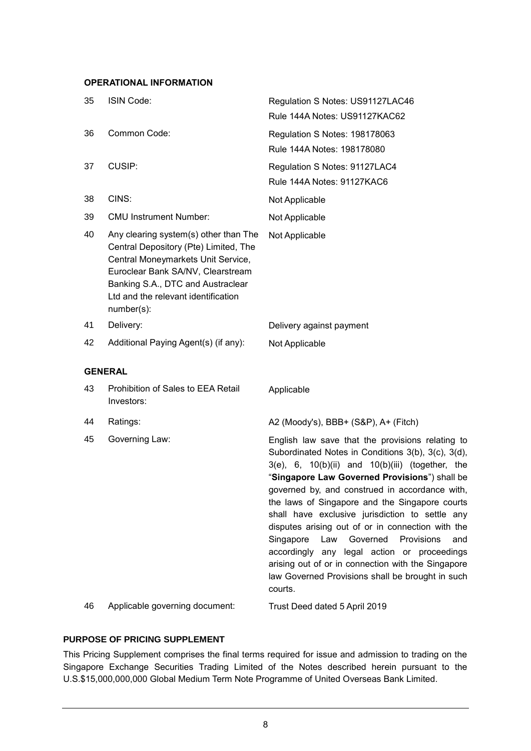## OPERATIONAL INFORMATION

| | | |
|---|---|---|
| 35 | ISIN Code: | Regulation S Notes: US91127LAC46<br>Rule 144A Notes: US91127KAC62 |
| 36 | Common Code: | Regulation S Notes: 198178063<br>Rule 144A Notes: 198178080 |
| 37 | CUSIP: | Regulation S Notes: 91127LAC4<br>Rule 144A Notes: 91127KAC6 |
| 38 | CINS: | Not Applicable |
| 39 | CMU Instrument Number: | Not Applicable |
| 40 | Any clearing system(s) other than The Central Depository (Pte) Limited, The Central Moneymarkets Unit Service, Euroclear Bank SA/NV, Clearstream Banking S.A., DTC and Austraclear Ltd and the relevant identification number(s): | Not Applicable |
| 41 | Delivery: | Delivery against payment |
| 42 | Additional Paying Agent(s) (if any): | Not Applicable |

## GENERAL

| | | |
|---|---|---|
| 43 | Prohibition of Sales to EEA Retail Investors: | Applicable |
| 44 | Ratings: | A2 (Moody's), BBB+ (S&P), A+ (Fitch) |
| 45 | Governing Law: | English law save that the provisions relating to Subordinated Notes in Conditions 3(b), 3(c), 3(d), 3(e), 6, 10(b)(ii) and 10(b)(iii) (together, the "**Singapore Law Governed Provisions**") shall be governed by, and construed in accordance with, the laws of Singapore and the Singapore courts shall have exclusive jurisdiction to settle any disputes arising out of or in connection with the Singapore Law Governed Provisions and accordingly any legal action or proceedings arising out of or in connection with the Singapore law Governed Provisions shall be brought in such courts. |
| 46 | Applicable governing document: | Trust Deed dated 5 April 2019 |

## PURPOSE OF PRICING SUPPLEMENT

This Pricing Supplement comprises the final terms required for issue and admission to trading on the Singapore Exchange Securities Trading Limited of the Notes described herein pursuant to the U.S.$15,000,000,000 Global Medium Term Note Programme of United Overseas Bank Limited.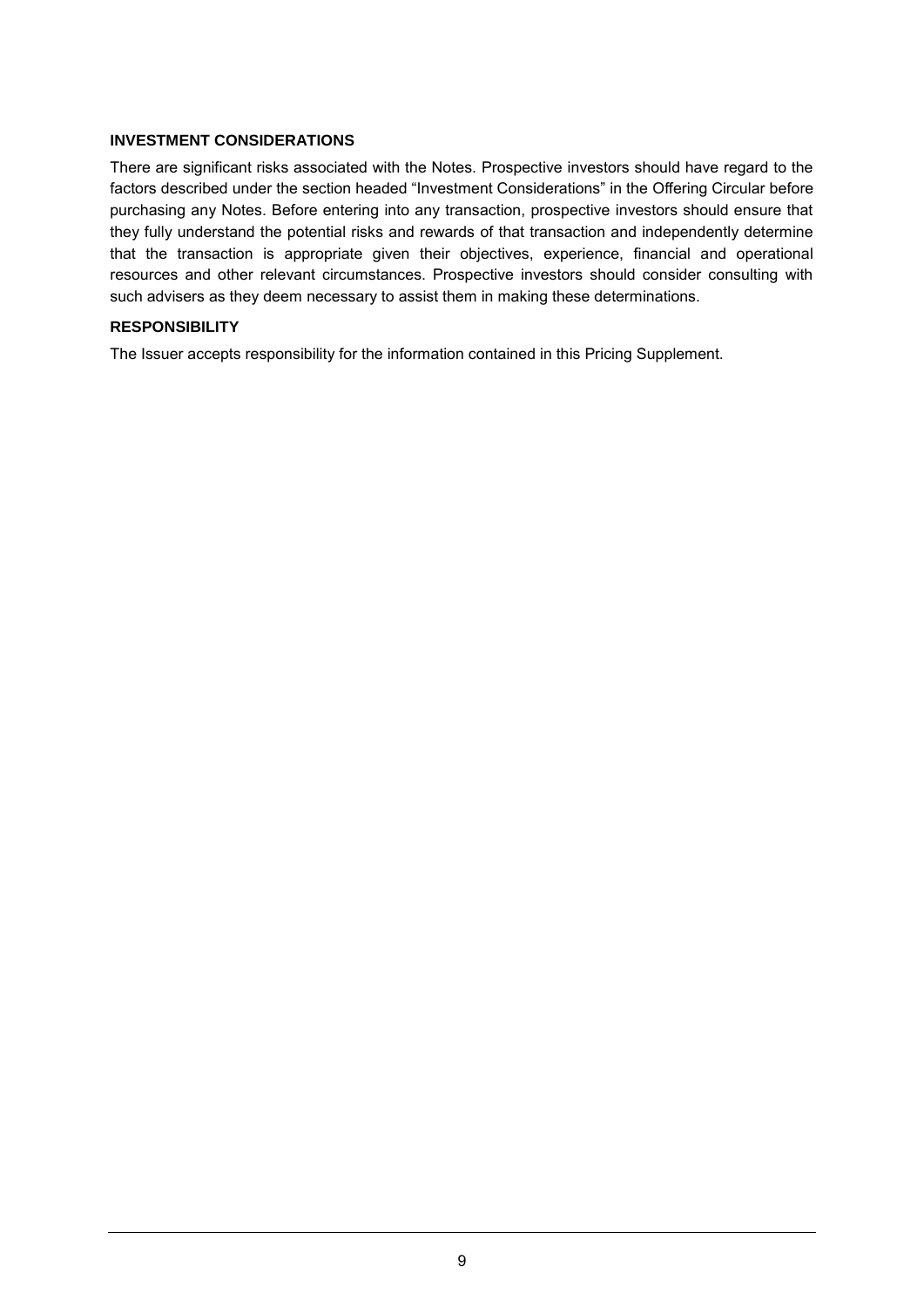**INVESTMENT CONSIDERATIONS**

There are significant risks associated with the Notes. Prospective investors should have regard to the factors described under the section headed "Investment Considerations" in the Offering Circular before purchasing any Notes. Before entering into any transaction, prospective investors should ensure that they fully understand the potential risks and rewards of that transaction and independently determine that the transaction is appropriate given their objectives, experience, financial and operational resources and other relevant circumstances. Prospective investors should consider consulting with such advisers as they deem necessary to assist them in making these determinations.

**RESPONSIBILITY**

The Issuer accepts responsibility for the information contained in this Pricing Supplement.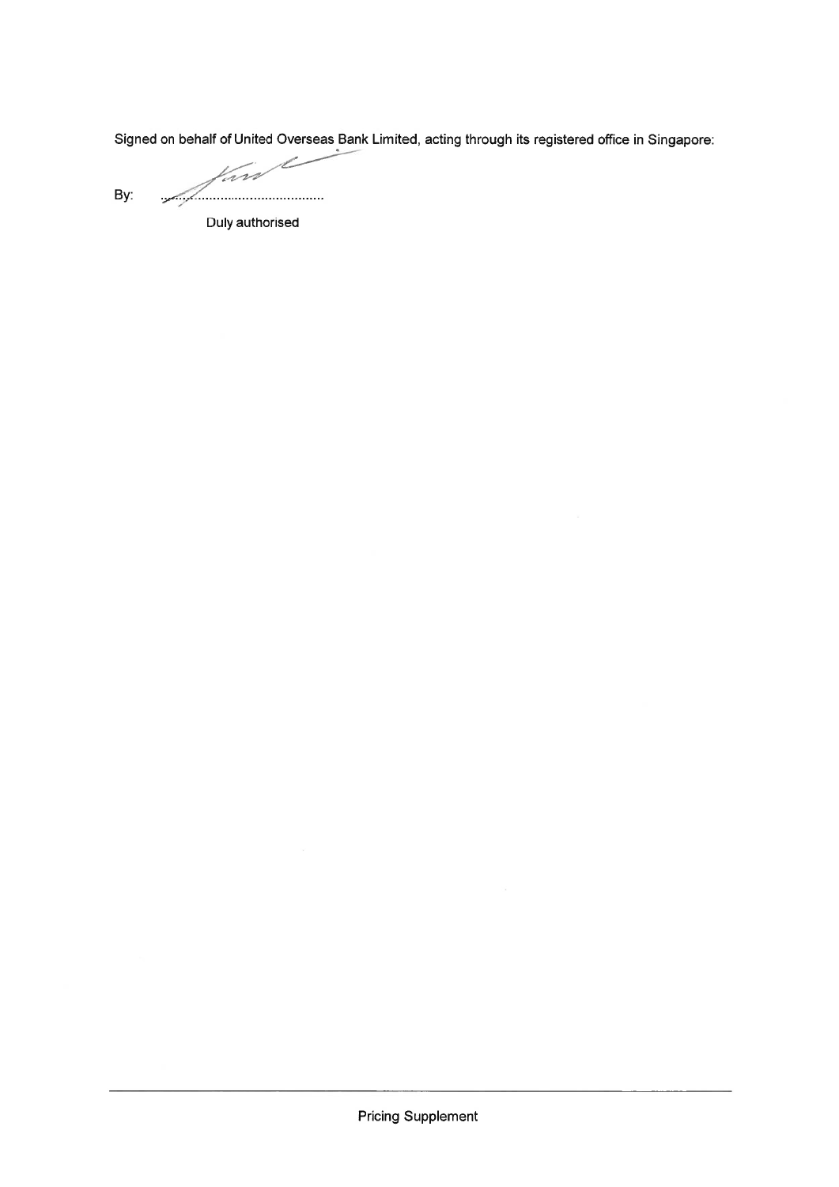Signed on behalf of United Overseas Bank Limited, acting through its registered office in Singapore:

By: ...........................................

Duly authorised